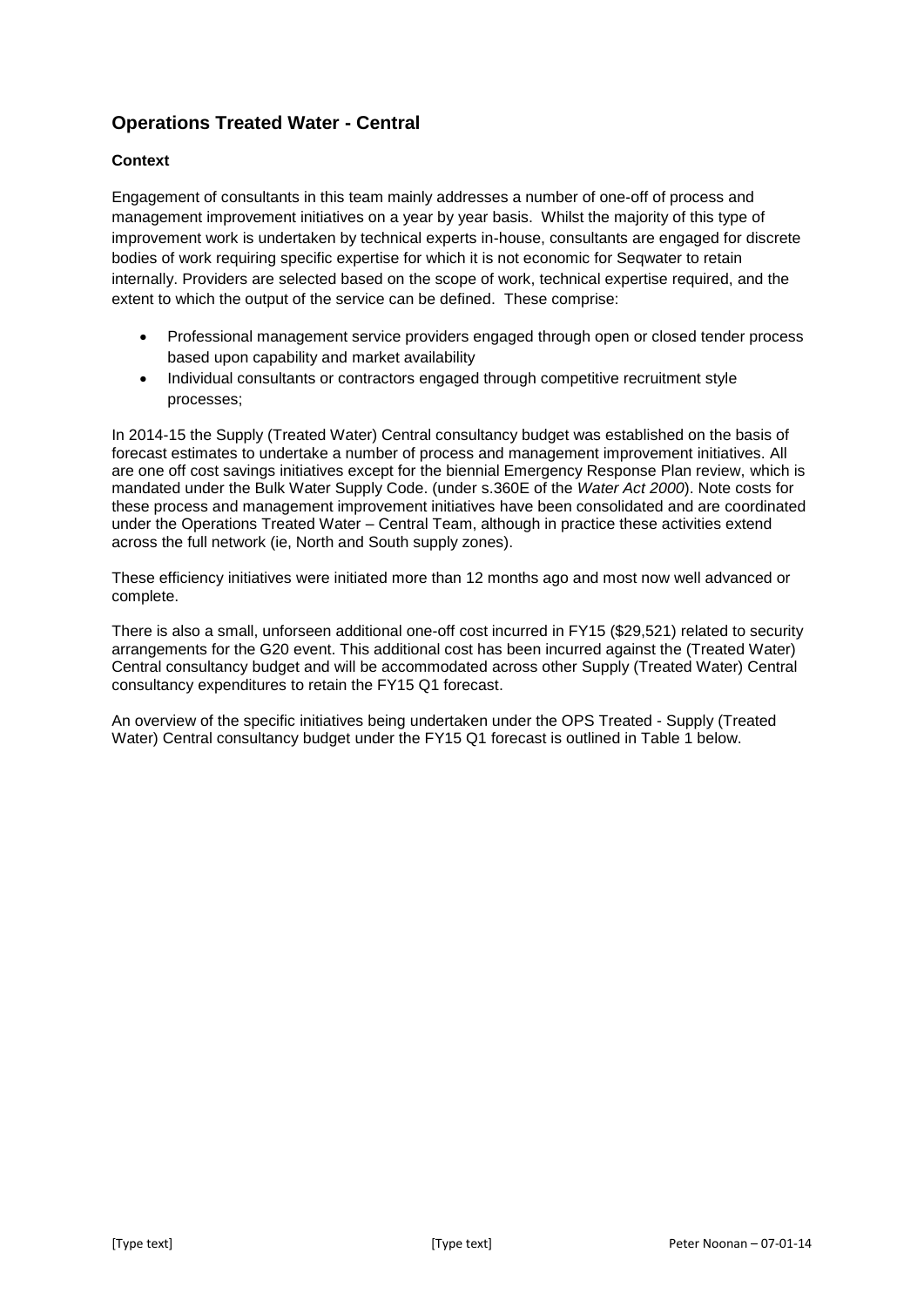## Operations Treated Water - Central

### Context

Engagement of consultants in this team mainly addresses a number of one-off of process and management improvement initiatives on a year by year basis. Whilst the majority of this type of improvement work is undertaken by technical experts in-house, consultants are engaged for discrete bodies of work requiring specific expertise for which it is not economic for Seqwater to retain internally. Providers are selected based on the scope of work, technical expertise required, and the extent to which the output of the service can be defined. These comprise:

- Professional management service providers engaged through open or closed tender process based upon capability and market availability
- Individual consultants or contractors engaged through competitive recruitment style processes;

In 2014-15 the Supply (Treated Water) Central consultancy budget was established on the basis of forecast estimates to undertake a number of process and management improvement initiatives. All are one off cost savings initiatives except for the biennial Emergency Response Plan review, which is mandated under the Bulk Water Supply Code. (under s.360E of the *Water Act 2000*). Note costs for these process and management improvement initiatives have been consolidated and are coordinated under the Operations Treated Water – Central Team, although in practice these activities extend across the full network (ie, North and South supply zones).

These efficiency initiatives were initiated more than 12 months ago and most now well advanced or complete.

There is also a small, unforseen additional one-off cost incurred in FY15 ($29,521) related to security arrangements for the G20 event. This additional cost has been incurred against the (Treated Water) Central consultancy budget and will be accommodated across other Supply (Treated Water) Central consultancy expenditures to retain the FY15 Q1 forecast.

An overview of the specific initiatives being undertaken under the OPS Treated - Supply (Treated Water) Central consultancy budget under the FY15 Q1 forecast is outlined in Table 1 below.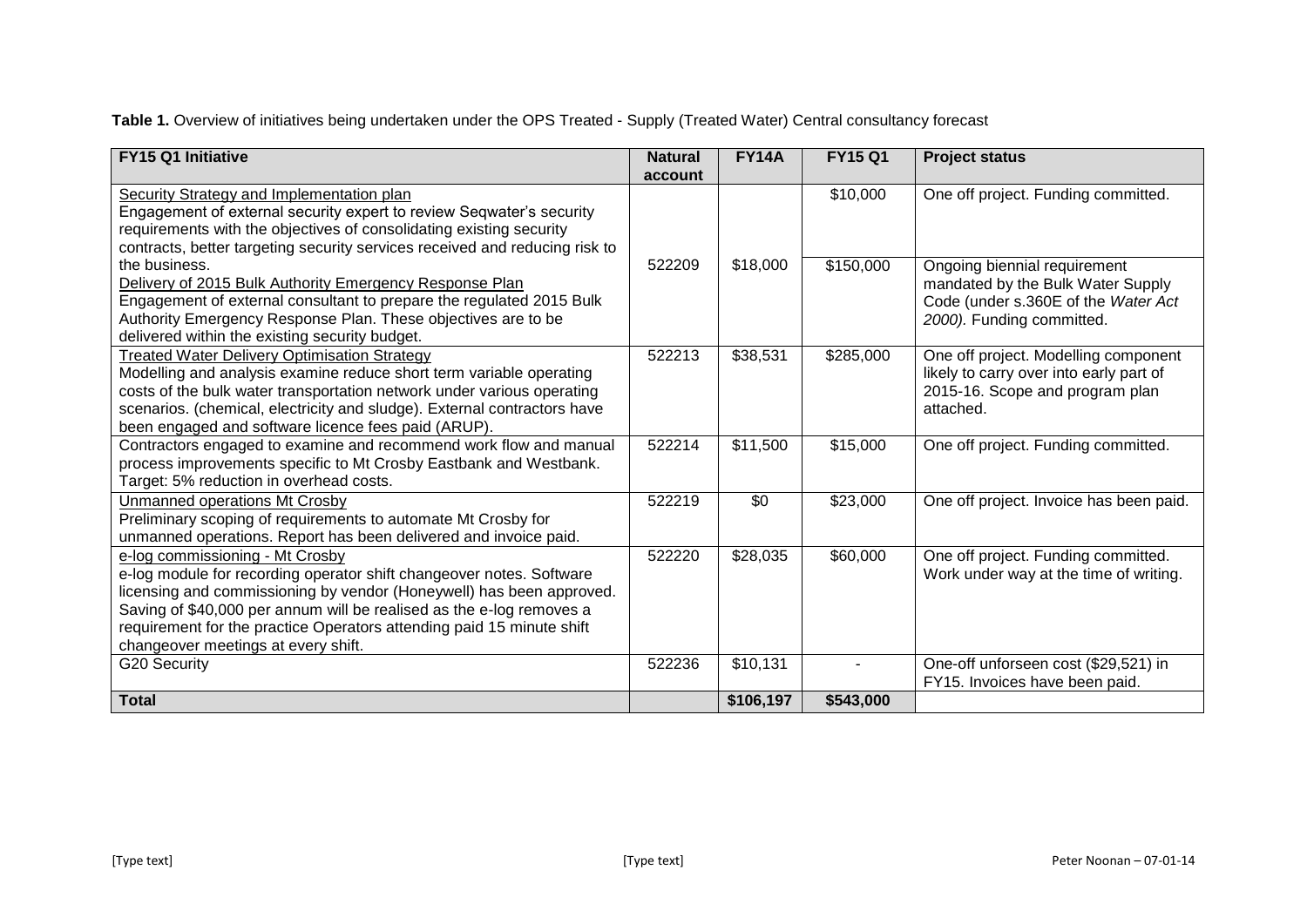**Table 1.** Overview of initiatives being undertaken under the OPS Treated - Supply (Treated Water) Central consultancy forecast

| FY15 Q1 Initiative | Natural account | FY14A | FY15 Q1 | Project status |
|---|---|---|---|---|
| Security Strategy and Implementation plan<br>Engagement of external security expert to review Seqwater's security requirements with the objectives of consolidating existing security contracts, better targeting security services received and reducing risk to the business. | 522209 | $18,000 | $10,000 | One off project. Funding committed. |
| Delivery of 2015 Bulk Authority Emergency Response Plan<br>Engagement of external consultant to prepare the regulated 2015 Bulk Authority Emergency Response Plan. These objectives are to be delivered within the existing security budget. | | | $150,000 | Ongoing biennial requirement mandated by the Bulk Water Supply Code (under s.360E of the *Water Act 2000).* Funding committed. |
| Treated Water Delivery Optimisation Strategy<br>Modelling and analysis examine reduce short term variable operating costs of the bulk water transportation network under various operating scenarios. (chemical, electricity and sludge). External contractors have been engaged and software licence fees paid (ARUP). | 522213 | $38,531 | $285,000 | One off project. Modelling component likely to carry over into early part of 2015-16. Scope and program plan attached. |
| Contractors engaged to examine and recommend work flow and manual process improvements specific to Mt Crosby Eastbank and Westbank. Target: 5% reduction in overhead costs. | 522214 | $11,500 | $15,000 | One off project. Funding committed. |
| Unmanned operations Mt Crosby<br>Preliminary scoping of requirements to automate Mt Crosby for unmanned operations. Report has been delivered and invoice paid. | 522219 | $0 | $23,000 | One off project. Invoice has been paid. |
| e-log commissioning - Mt Crosby<br>e-log module for recording operator shift changeover notes. Software licensing and commissioning by vendor (Honeywell) has been approved. Saving of $40,000 per annum will be realised as the e-log removes a requirement for the practice Operators attending paid 15 minute shift changeover meetings at every shift. | 522220 | $28,035 | $60,000 | One off project. Funding committed. Work under way at the time of writing. |
| G20 Security | 522236 | $10,131 | - | One-off unforseen cost ($29,521) in FY15. Invoices have been paid. |
| **Total** | | **$106,197** | **$543,000** | |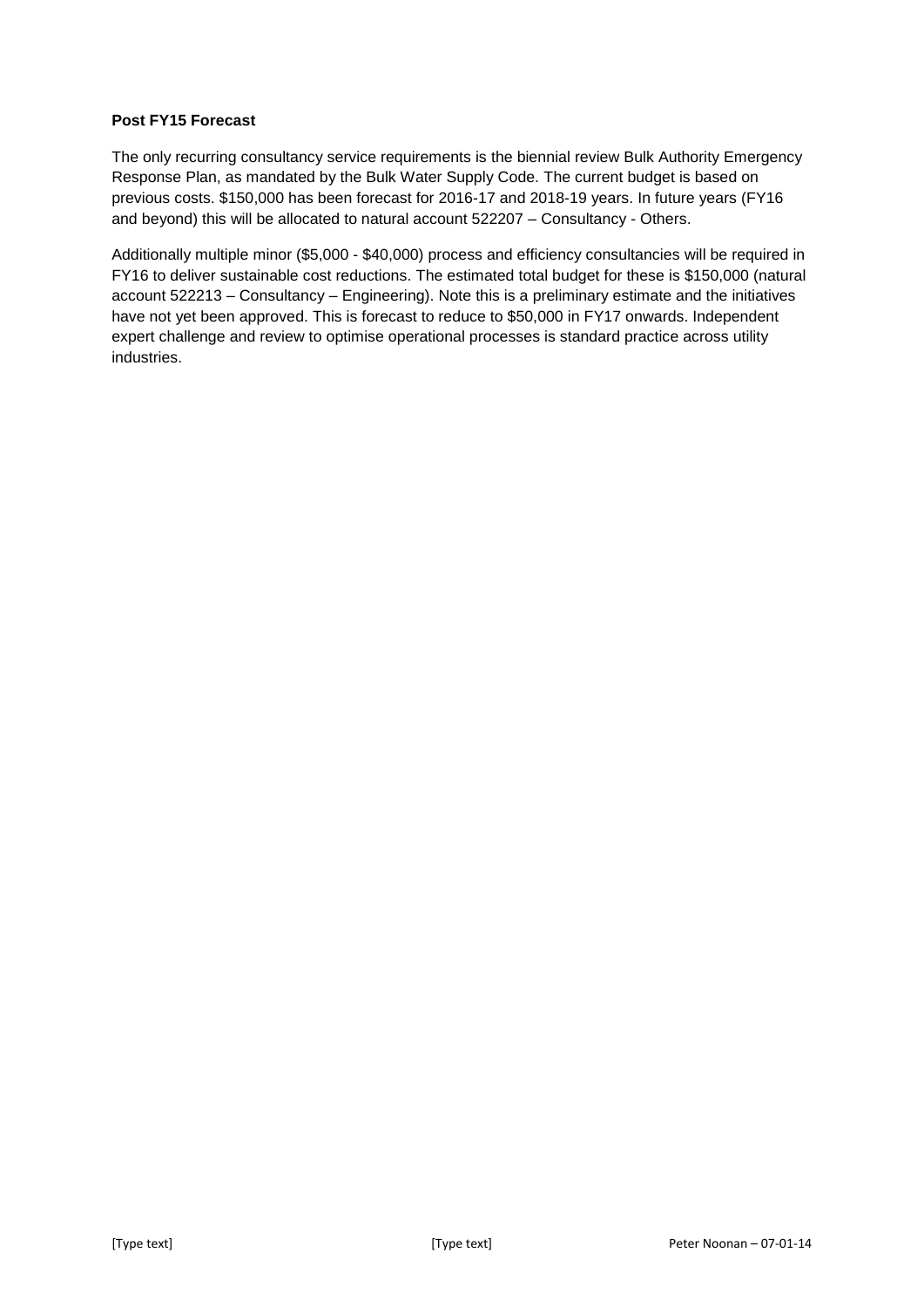**Post FY15 Forecast**

The only recurring consultancy service requirements is the biennial review Bulk Authority Emergency Response Plan, as mandated by the Bulk Water Supply Code. The current budget is based on previous costs. $150,000 has been forecast for 2016-17 and 2018-19 years. In future years (FY16 and beyond) this will be allocated to natural account 522207 – Consultancy - Others.

Additionally multiple minor ($5,000 - $40,000) process and efficiency consultancies will be required in FY16 to deliver sustainable cost reductions. The estimated total budget for these is $150,000 (natural account 522213 – Consultancy – Engineering). Note this is a preliminary estimate and the initiatives have not yet been approved. This is forecast to reduce to $50,000 in FY17 onwards. Independent expert challenge and review to optimise operational processes is standard practice across utility industries.